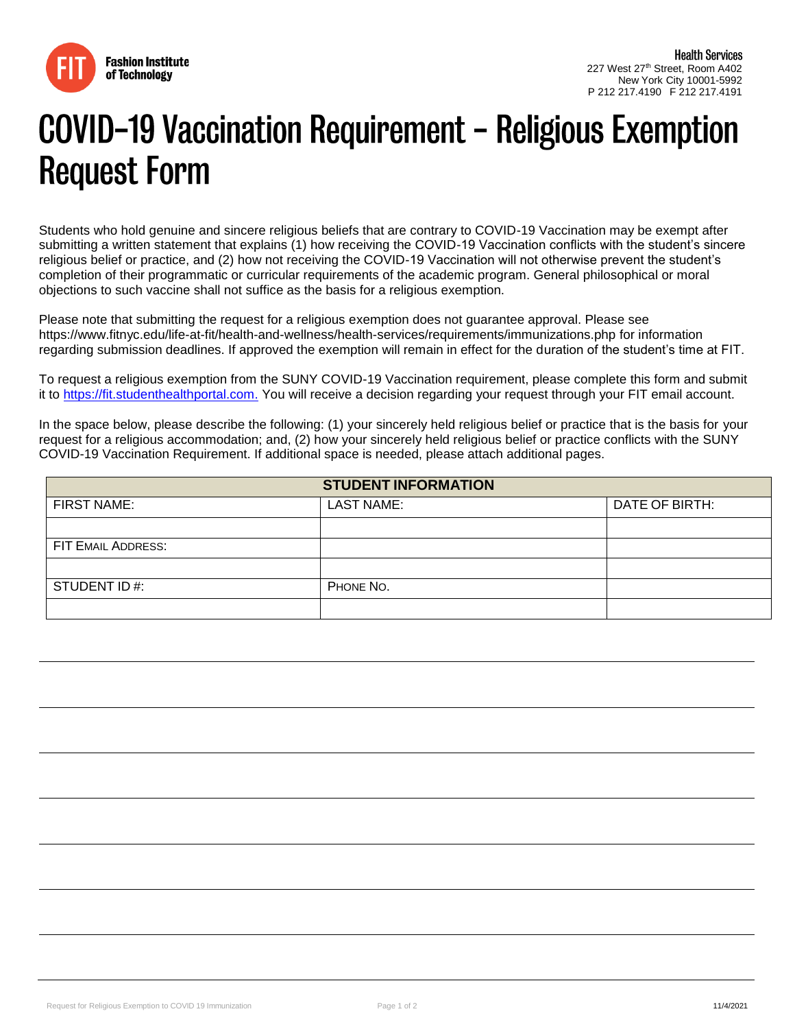Fashion Institute of Technology

**Health Services**
227 West 27th Street, Room A402
New York City 10001-5992
P 212 217.4190 F 212 217.4191

# COVID-19 Vaccination Requirement – Religious Exemption Request Form

Students who hold genuine and sincere religious beliefs that are contrary to COVID-19 Vaccination may be exempt after submitting a written statement that explains (1) how receiving the COVID-19 Vaccination conflicts with the student's sincere religious belief or practice, and (2) how not receiving the COVID-19 Vaccination will not otherwise prevent the student's completion of their programmatic or curricular requirements of the academic program. General philosophical or moral objections to such vaccine shall not suffice as the basis for a religious exemption.

Please note that submitting the request for a religious exemption does not guarantee approval. Please see https://www.fitnyc.edu/life-at-fit/health-and-wellness/health-services/requirements/immunizations.php for information regarding submission deadlines. If approved the exemption will remain in effect for the duration of the student's time at FIT.

To request a religious exemption from the SUNY COVID-19 Vaccination requirement, please complete this form and submit it to https://fit.studenthealthportal.com. You will receive a decision regarding your request through your FIT email account.

In the space below, please describe the following: (1) your sincerely held religious belief or practice that is the basis for your request for a religious accommodation; and, (2) how your sincerely held religious belief or practice conflicts with the SUNY COVID-19 Vaccination Requirement. If additional space is needed, please attach additional pages.

| STUDENT INFORMATION | | |
|---|---|---|
| FIRST NAME: | LAST NAME: | DATE OF BIRTH: |
| | | |
| FIT EMAIL ADDRESS: | | |
| | | |
| STUDENT ID #: | PHONE NO. | |
| | | |

\_\_\_\_\_\_\_\_\_\_\_\_\_\_\_\_\_\_\_\_\_\_\_\_\_\_\_\_\_\_\_\_\_\_\_\_\_\_\_\_\_\_\_\_\_\_\_\_\_\_\_\_\_\_\_\_\_\_\_\_

\_\_\_\_\_\_\_\_\_\_\_\_\_\_\_\_\_\_\_\_\_\_\_\_\_\_\_\_\_\_\_\_\_\_\_\_\_\_\_\_\_\_\_\_\_\_\_\_\_\_\_\_\_\_\_\_\_\_\_\_

\_\_\_\_\_\_\_\_\_\_\_\_\_\_\_\_\_\_\_\_\_\_\_\_\_\_\_\_\_\_\_\_\_\_\_\_\_\_\_\_\_\_\_\_\_\_\_\_\_\_\_\_\_\_\_\_\_\_\_\_

\_\_\_\_\_\_\_\_\_\_\_\_\_\_\_\_\_\_\_\_\_\_\_\_\_\_\_\_\_\_\_\_\_\_\_\_\_\_\_\_\_\_\_\_\_\_\_\_\_\_\_\_\_\_\_\_\_\_\_\_

\_\_\_\_\_\_\_\_\_\_\_\_\_\_\_\_\_\_\_\_\_\_\_\_\_\_\_\_\_\_\_\_\_\_\_\_\_\_\_\_\_\_\_\_\_\_\_\_\_\_\_\_\_\_\_\_\_\_\_\_

\_\_\_\_\_\_\_\_\_\_\_\_\_\_\_\_\_\_\_\_\_\_\_\_\_\_\_\_\_\_\_\_\_\_\_\_\_\_\_\_\_\_\_\_\_\_\_\_\_\_\_\_\_\_\_\_\_\_\_\_

\_\_\_\_\_\_\_\_\_\_\_\_\_\_\_\_\_\_\_\_\_\_\_\_\_\_\_\_\_\_\_\_\_\_\_\_\_\_\_\_\_\_\_\_\_\_\_\_\_\_\_\_\_\_\_\_\_\_\_\_

\_\_\_\_\_\_\_\_\_\_\_\_\_\_\_\_\_\_\_\_\_\_\_\_\_\_\_\_\_\_\_\_\_\_\_\_\_\_\_\_\_\_\_\_\_\_\_\_\_\_\_\_\_\_\_\_\_\_\_\_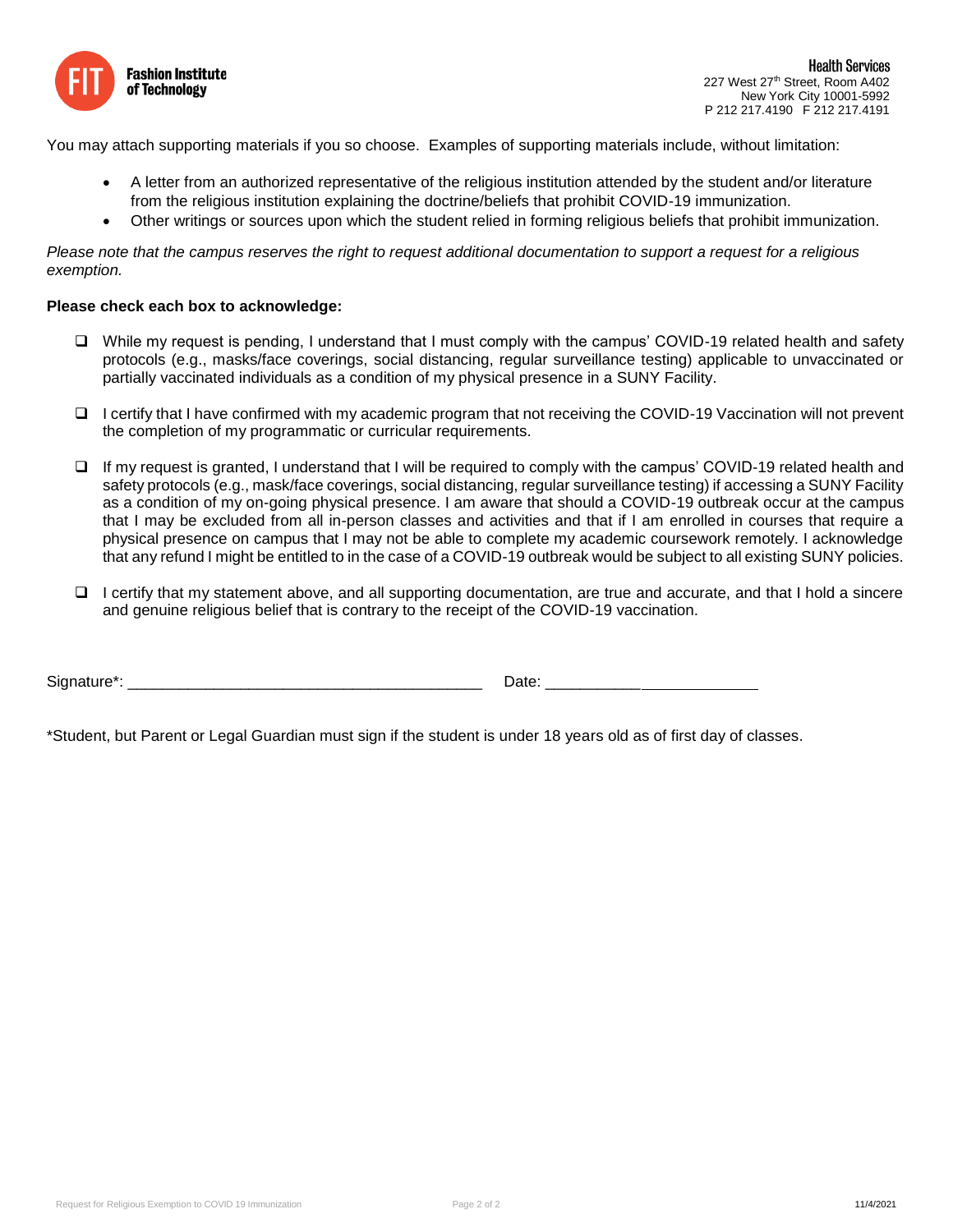Fashion Institute of Technology

**Health Services**
227 West 27th Street, Room A402
New York City 10001-5992
P 212 217.4190 F 212 217.4191

You may attach supporting materials if you so choose. Examples of supporting materials include, without limitation:

- A letter from an authorized representative of the religious institution attended by the student and/or literature from the religious institution explaining the doctrine/beliefs that prohibit COVID-19 immunization.
- Other writings or sources upon which the student relied in forming religious beliefs that prohibit immunization.

*Please note that the campus reserves the right to request additional documentation to support a request for a religious exemption.*

**Please check each box to acknowledge:**

- ☐ While my request is pending, I understand that I must comply with the campus' COVID-19 related health and safety protocols (e.g., masks/face coverings, social distancing, regular surveillance testing) applicable to unvaccinated or partially vaccinated individuals as a condition of my physical presence in a SUNY Facility.
- ☐ I certify that I have confirmed with my academic program that not receiving the COVID-19 Vaccination will not prevent the completion of my programmatic or curricular requirements.
- ☐ If my request is granted, I understand that I will be required to comply with the campus' COVID-19 related health and safety protocols (e.g., mask/face coverings, social distancing, regular surveillance testing) if accessing a SUNY Facility as a condition of my on-going physical presence. I am aware that should a COVID-19 outbreak occur at the campus that I may be excluded from all in-person classes and activities and that if I am enrolled in courses that require a physical presence on campus that I may not be able to complete my academic coursework remotely. I acknowledge that any refund I might be entitled to in the case of a COVID-19 outbreak would be subject to all existing SUNY policies.
- ☐ I certify that my statement above, and all supporting documentation, are true and accurate, and that I hold a sincere and genuine religious belief that is contrary to the receipt of the COVID-19 vaccination.

Signature*: __________________________________________ Date: __________________________

*Student, but Parent or Legal Guardian must sign if the student is under 18 years old as of first day of classes.